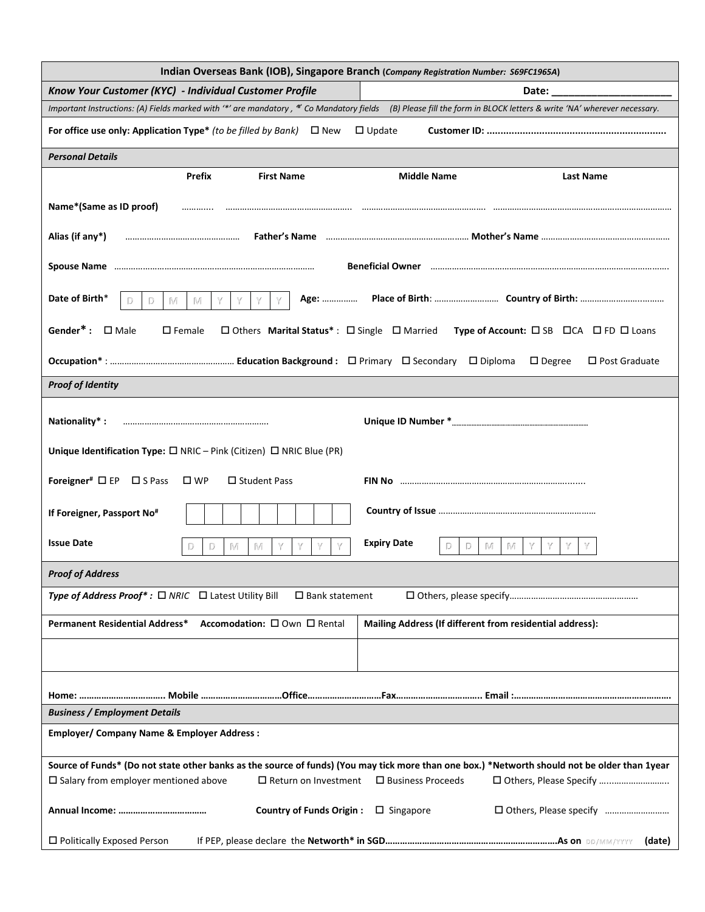**Indian Overseas Bank (IOB), Singapore Branch** (*Company Registration Number: S69FC1965A*)

***Know Your Customer (KYC) - Individual Customer Profile*** **Date: _____________________**

*Important Instructions: (A) Fields marked with '*' are mandatory , '#' Co Mandatory fields (B) Please fill the form in BLOCK letters & write 'NA' wherever necessary.*

**For office use only: Application Type*** *(to be filled by Bank)* ☐ New ☐ Update **Customer ID: ................................................................**

***Personal Details***

| | Prefix | First Name | Middle Name | Last Name |
|---|---|---|---|---|
| **Name*(Same as ID proof)** | ………... | ……………………………………………. | ……………………………………………. | ……………………………………………………………… |

**Alias (if any*)** ………………………………………… **Father's Name** …………………………………………………… **Mother's Name** ……………………………………………

**Spouse Name** ………………………………………………………………………… **Beneficial Owner** ……………………………………………………………………………………

**Date of Birth*** D D M M Y Y Y Y **Age:** …………… **Place of Birth**: ……………………… **Country of Birth:** ……………………………

**Gender* :** ☐ Male ☐ Female ☐ Others **Marital Status*** : ☐ Single ☐ Married **Type of Account:** ☐ SB ☐CA ☐ FD ☐ Loans

**Occupation*** : …………………………………………… **Education Background :** ☐ Primary ☐ Secondary ☐ Diploma ☐ Degree ☐ Post Graduate

***Proof of Identity***

**Nationality* :** …………………………………………………… **Unique ID Number ***……………………………………………………

**Unique Identification Type:** ☐ NRIC – Pink (Citizen) ☐ NRIC Blue (PR)

**Foreigner#** ☐ EP ☐ S Pass ☐ WP ☐ Student Pass **FIN No** …………………………………………………………………...

**If Foreigner, Passport No#** | | | | | | | | | **Country of Issue** …………………………………………………………

**Issue Date** D D M M Y Y Y Y **Expiry Date** D D M M Y Y Y Y

***Proof of Address***

***Type of Address Proof* :*** ☐ *NRIC* ☐ Latest Utility Bill ☐ Bank statement ☐ Others, please specify………………………………………………

| **Permanent Residential Address*** **Accomodation:** ☐ Own ☐ Rental | **Mailing Address (If different from residential address):** |
|---|---|
| | |

**Home: ……………………………. Mobile ……………………………Office…………………………Fax…………………………….. Email :………………………………………………………**

***Business / Employment Details***

**Employer/ Company Name & Employer Address :**

**Source of Funds* (Do not state other banks as the source of funds) (You may tick more than one box.) *Networth should not be older than 1year**

☐ Salary from employer mentioned above ☐ Return on Investment ☐ Business Proceeds ☐ Others, Please Specify ………………………..

**Annual Income: ………………………………** **Country of Funds Origin :** ☐ Singapore ☐ Others, Please specify ………………………

☐ Politically Exposed Person If PEP, please declare the **Networth* in SGD……………………………………………………………As on** DD/MM/YYYY **(date)**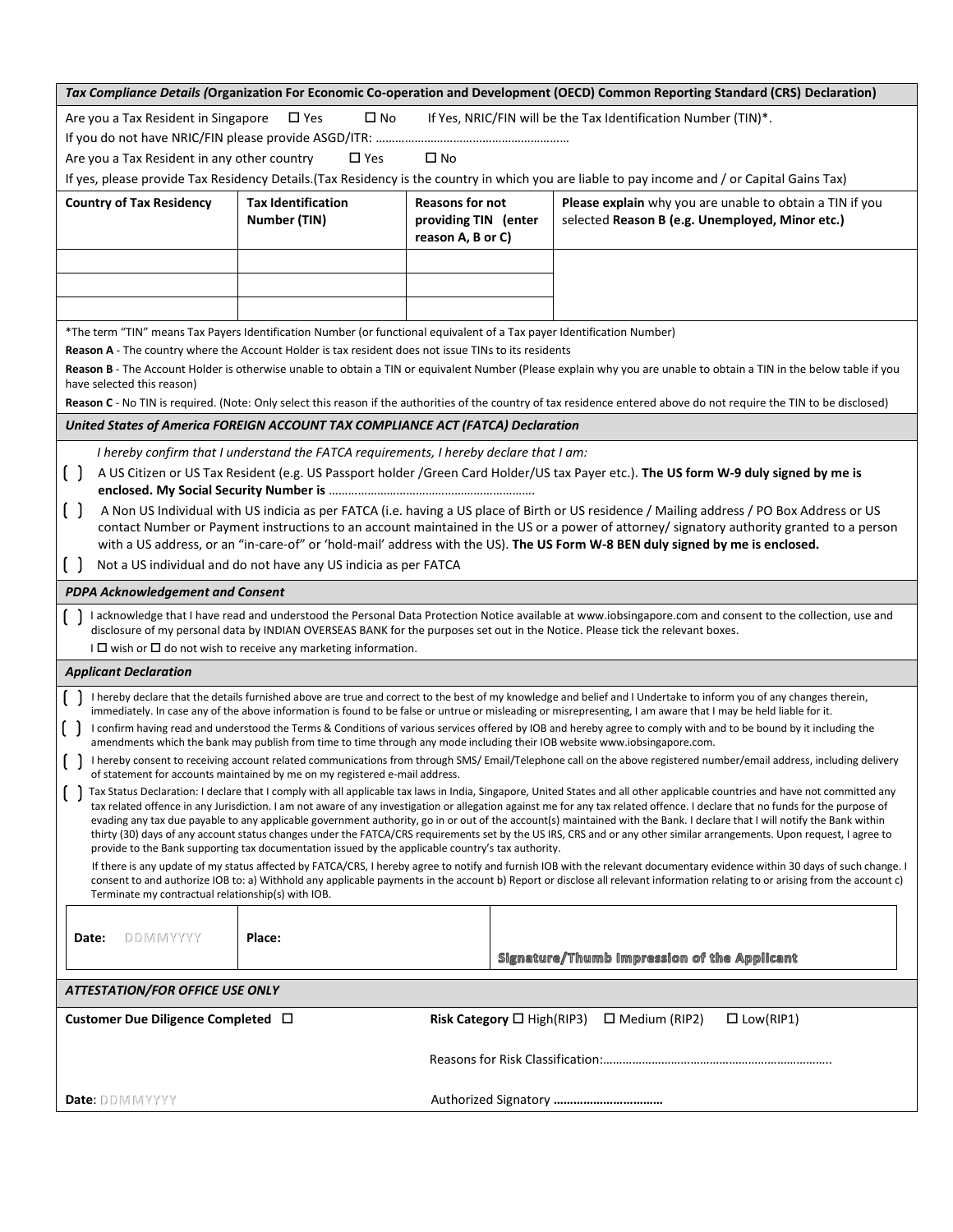***Tax Compliance Details (*Organization For Economic Co-operation and Development (OECD) Common Reporting Standard (CRS) Declaration)**

Are you a Tax Resident in Singapore ☐ Yes ☐ No If Yes, NRIC/FIN will be the Tax Identification Number (TIN)*.

If you do not have NRIC/FIN please provide ASGD/ITR: ……………………………………………………

Are you a Tax Resident in any other country ☐ Yes ☐ No

If yes, please provide Tax Residency Details.(Tax Residency is the country in which you are liable to pay income and / or Capital Gains Tax)

| **Country of Tax Residency** | **Tax Identification Number (TIN)** | **Reasons for not providing TIN (enter reason A, B or C)** | **Please explain** why you are unable to obtain a TIN if you selected **Reason B (e.g. Unemployed, Minor etc.)** |
|---|---|---|---|
| | | | |
| | | | |
| | | | |

*The term "TIN" means Tax Payers Identification Number (or functional equivalent of a Tax payer Identification Number)

**Reason A** - The country where the Account Holder is tax resident does not issue TINs to its residents

**Reason B** - The Account Holder is otherwise unable to obtain a TIN or equivalent Number (Please explain why you are unable to obtain a TIN in the below table if you have selected this reason)

**Reason C** - No TIN is required. (Note: Only select this reason if the authorities of the country of tax residence entered above do not require the TIN to be disclosed)

***United States of America FOREIGN ACCOUNT TAX COMPLIANCE ACT (FATCA) Declaration***

*I hereby confirm that I understand the FATCA requirements, I hereby declare that I am:*

( ) A US Citizen or US Tax Resident (e.g. US Passport holder /Green Card Holder/US tax Payer etc.). **The US form W-9 duly signed by me is enclosed. My Social Security Number is** ……………………………………………………..

( ) A Non US Individual with US indicia as per FATCA (i.e. having a US place of Birth or US residence / Mailing address / PO Box Address or US contact Number or Payment instructions to an account maintained in the US or a power of attorney/ signatory authority granted to a person with a US address, or an "in-care-of" or 'hold-mail' address with the US). **The US Form W-8 BEN duly signed by me is enclosed.**

( ) Not a US individual and do not have any US indicia as per FATCA

***PDPA Acknowledgement and Consent***

( ) I acknowledge that I have read and understood the Personal Data Protection Notice available at www.iobsingapore.com and consent to the collection, use and disclosure of my personal data by INDIAN OVERSEAS BANK for the purposes set out in the Notice. Please tick the relevant boxes.

I ☐ wish or ☐ do not wish to receive any marketing information.

***Applicant Declaration***

( ) I hereby declare that the details furnished above are true and correct to the best of my knowledge and belief and I Undertake to inform you of any changes therein, immediately. In case any of the above information is found to be false or untrue or misleading or misrepresenting, I am aware that I may be held liable for it.

( ) I confirm having read and understood the Terms & Conditions of various services offered by IOB and hereby agree to comply with and to be bound by it including the amendments which the bank may publish from time to time through any mode including their IOB website www.iobsingapore.com.

( ) I hereby consent to receiving account related communications from through SMS/ Email/Telephone call on the above registered number/email address, including delivery of statement for accounts maintained by me on my registered e-mail address.

( ) Tax Status Declaration: I declare that I comply with all applicable tax laws in India, Singapore, United States and all other applicable countries and have not committed any tax related offence in any Jurisdiction. I am not aware of any investigation or allegation against me for any tax related offence. I declare that no funds for the purpose of evading any tax due payable to any applicable government authority, go in or out of the account(s) maintained with the Bank. I declare that I will notify the Bank within thirty (30) days of any account status changes under the FATCA/CRS requirements set by the US IRS, CRS and or any other similar arrangements. Upon request, I agree to provide to the Bank supporting tax documentation issued by the applicable country's tax authority.

If there is any update of my status affected by FATCA/CRS, I hereby agree to notify and furnish IOB with the relevant documentary evidence within 30 days of such change. I consent to and authorize IOB to: a) Withhold any applicable payments in the account b) Report or disclose all relevant information relating to or arising from the account c) Terminate my contractual relationship(s) with IOB.

| | | |
|---|---|---|
| **Date:** DDMMYYYY | **Place:** | **Signature/Thumb Impression of the Applicant** |

***ATTESTATION/FOR OFFICE USE ONLY***

**Customer Due Diligence Completed** ☐

**Risk Category** ☐ High(RIP3) ☐ Medium (RIP2) ☐ Low(RIP1)

Reasons for Risk Classification:……………………………………………………………..

**Date**: DDMMYYYY

Authorized Signatory **……………………………**